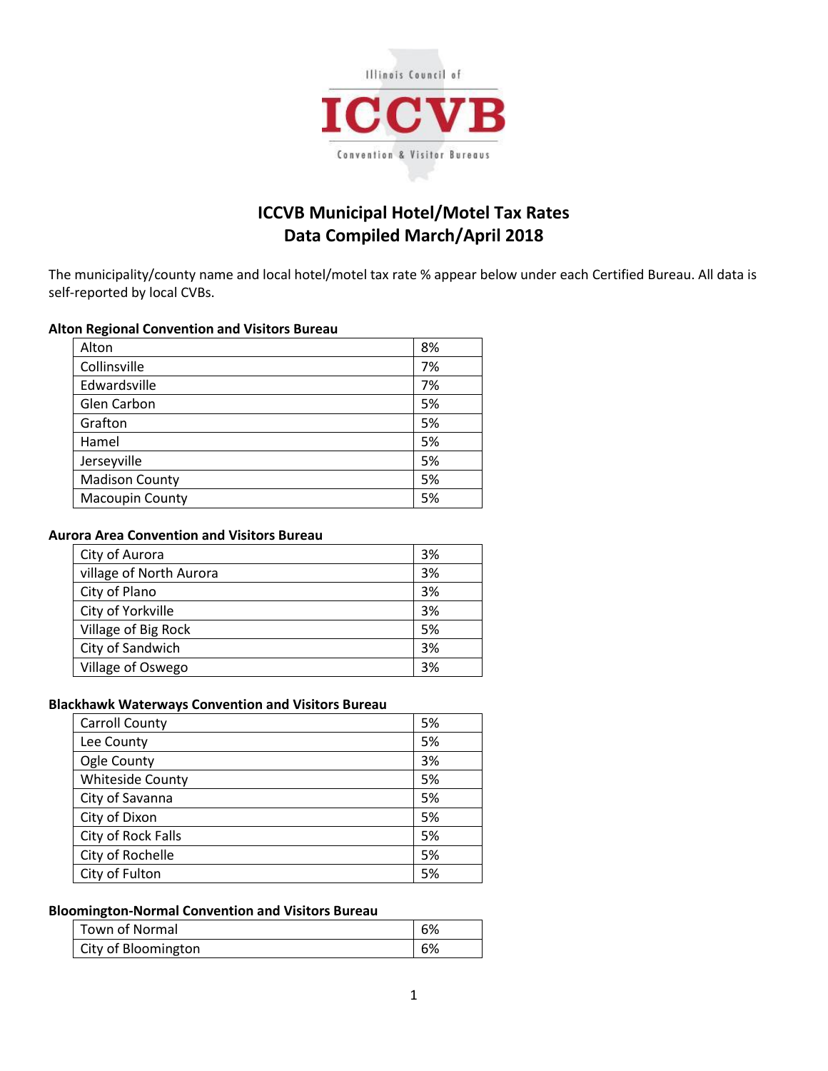# ICCVB Municipal Hotel/Motel Tax Rates
# Data Compiled March/April 2018

The municipality/county name and local hotel/motel tax rate % appear below under each Certified Bureau. All data is self-reported by local CVBs.

### Alton Regional Convention and Visitors Bureau

| | |
|---|---|
| Alton | 8% |
| Collinsville | 7% |
| Edwardsville | 7% |
| Glen Carbon | 5% |
| Grafton | 5% |
| Hamel | 5% |
| Jerseyville | 5% |
| Madison County | 5% |
| Macoupin County | 5% |

### Aurora Area Convention and Visitors Bureau

| | |
|---|---|
| City of Aurora | 3% |
| village of North Aurora | 3% |
| City of Plano | 3% |
| City of Yorkville | 3% |
| Village of Big Rock | 5% |
| City of Sandwich | 3% |
| Village of Oswego | 3% |

### Blackhawk Waterways Convention and Visitors Bureau

| | |
|---|---|
| Carroll County | 5% |
| Lee County | 5% |
| Ogle County | 3% |
| Whiteside County | 5% |
| City of Savanna | 5% |
| City of Dixon | 5% |
| City of Rock Falls | 5% |
| City of Rochelle | 5% |
| City of Fulton | 5% |

### Bloomington-Normal Convention and Visitors Bureau

| | |
|---|---|
| Town of Normal | 6% |
| City of Bloomington | 6% |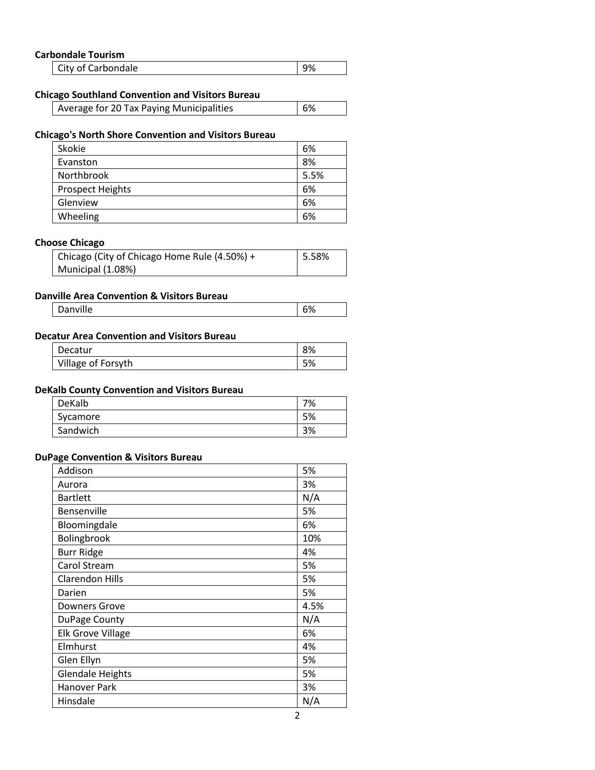**Carbondale Tourism**

| City of Carbondale | 9% |
|---|---|

**Chicago Southland Convention and Visitors Bureau**

| Average for 20 Tax Paying Municipalities | 6% |
|---|---|

**Chicago's North Shore Convention and Visitors Bureau**

| Skokie | 6% |
|---|---|
| Evanston | 8% |
| Northbrook | 5.5% |
| Prospect Heights | 6% |
| Glenview | 6% |
| Wheeling | 6% |

**Choose Chicago**

| Chicago (City of Chicago Home Rule (4.50%) + Municipal (1.08%) | 5.58% |
|---|---|

**Danville Area Convention & Visitors Bureau**

| Danville | 6% |
|---|---|

**Decatur Area Convention and Visitors Bureau**

| Decatur | 8% |
|---|---|
| Village of Forsyth | 5% |

**DeKalb County Convention and Visitors Bureau**

| DeKalb | 7% |
|---|---|
| Sycamore | 5% |
| Sandwich | 3% |

**DuPage Convention & Visitors Bureau**

| Addison | 5% |
|---|---|
| Aurora | 3% |
| Bartlett | N/A |
| Bensenville | 5% |
| Bloomingdale | 6% |
| Bolingbrook | 10% |
| Burr Ridge | 4% |
| Carol Stream | 5% |
| Clarendon Hills | 5% |
| Darien | 5% |
| Downers Grove | 4.5% |
| DuPage County | N/A |
| Elk Grove Village | 6% |
| Elmhurst | 4% |
| Glen Ellyn | 5% |
| Glendale Heights | 5% |
| Hanover Park | 3% |
| Hinsdale | N/A |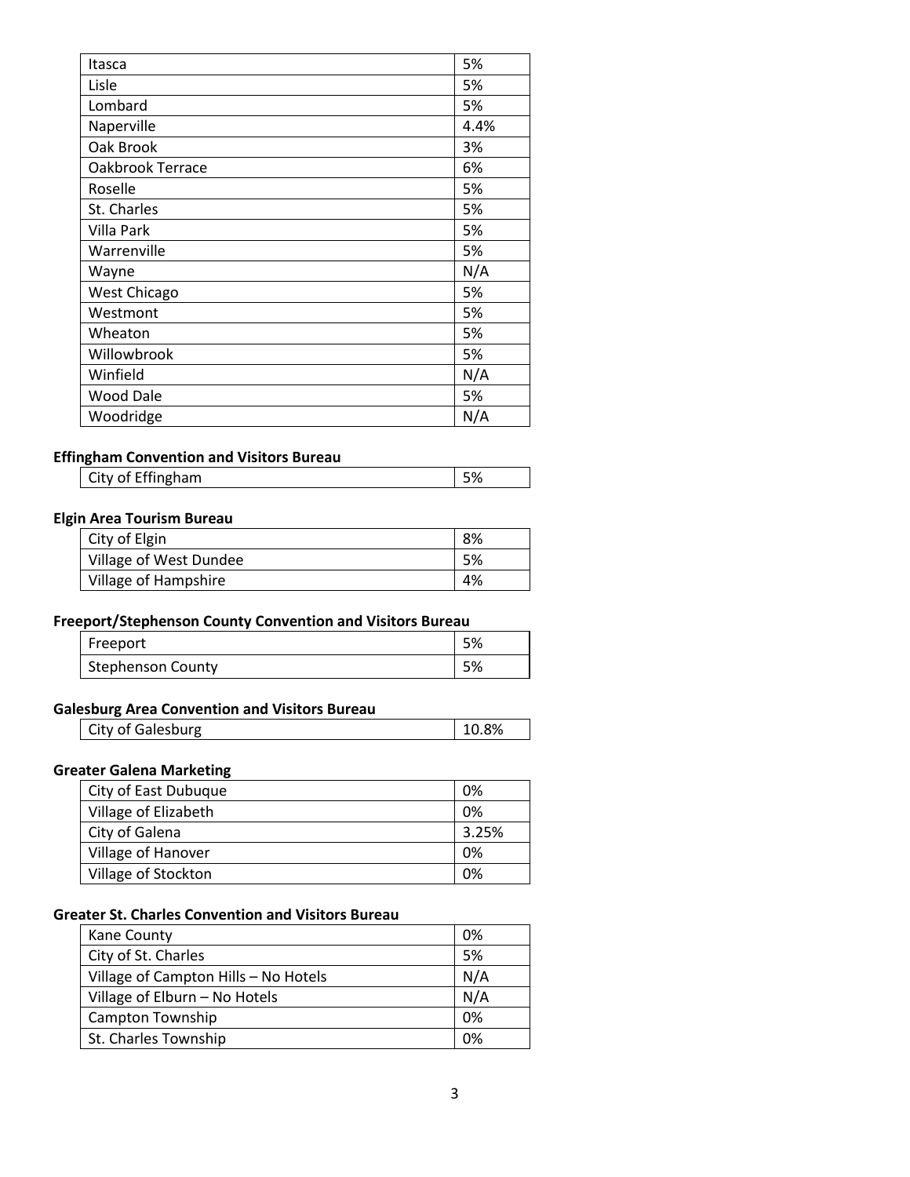| | |
|---|---|
| Itasca | 5% |
| Lisle | 5% |
| Lombard | 5% |
| Naperville | 4.4% |
| Oak Brook | 3% |
| Oakbrook Terrace | 6% |
| Roselle | 5% |
| St. Charles | 5% |
| Villa Park | 5% |
| Warrenville | 5% |
| Wayne | N/A |
| West Chicago | 5% |
| Westmont | 5% |
| Wheaton | 5% |
| Willowbrook | 5% |
| Winfield | N/A |
| Wood Dale | 5% |
| Woodridge | N/A |

**Effingham Convention and Visitors Bureau**

| | |
|---|---|
| City of Effingham | 5% |

**Elgin Area Tourism Bureau**

| | |
|---|---|
| City of Elgin | 8% |
| Village of West Dundee | 5% |
| Village of Hampshire | 4% |

**Freeport/Stephenson County Convention and Visitors Bureau**

| | |
|---|---|
| Freeport | 5% |
| Stephenson County | 5% |

**Galesburg Area Convention and Visitors Bureau**

| | |
|---|---|
| City of Galesburg | 10.8% |

**Greater Galena Marketing**

| | |
|---|---|
| City of East Dubuque | 0% |
| Village of Elizabeth | 0% |
| City of Galena | 3.25% |
| Village of Hanover | 0% |
| Village of Stockton | 0% |

**Greater St. Charles Convention and Visitors Bureau**

| | |
|---|---|
| Kane County | 0% |
| City of St. Charles | 5% |
| Village of Campton Hills – No Hotels | N/A |
| Village of Elburn – No Hotels | N/A |
| Campton Township | 0% |
| St. Charles Township | 0% |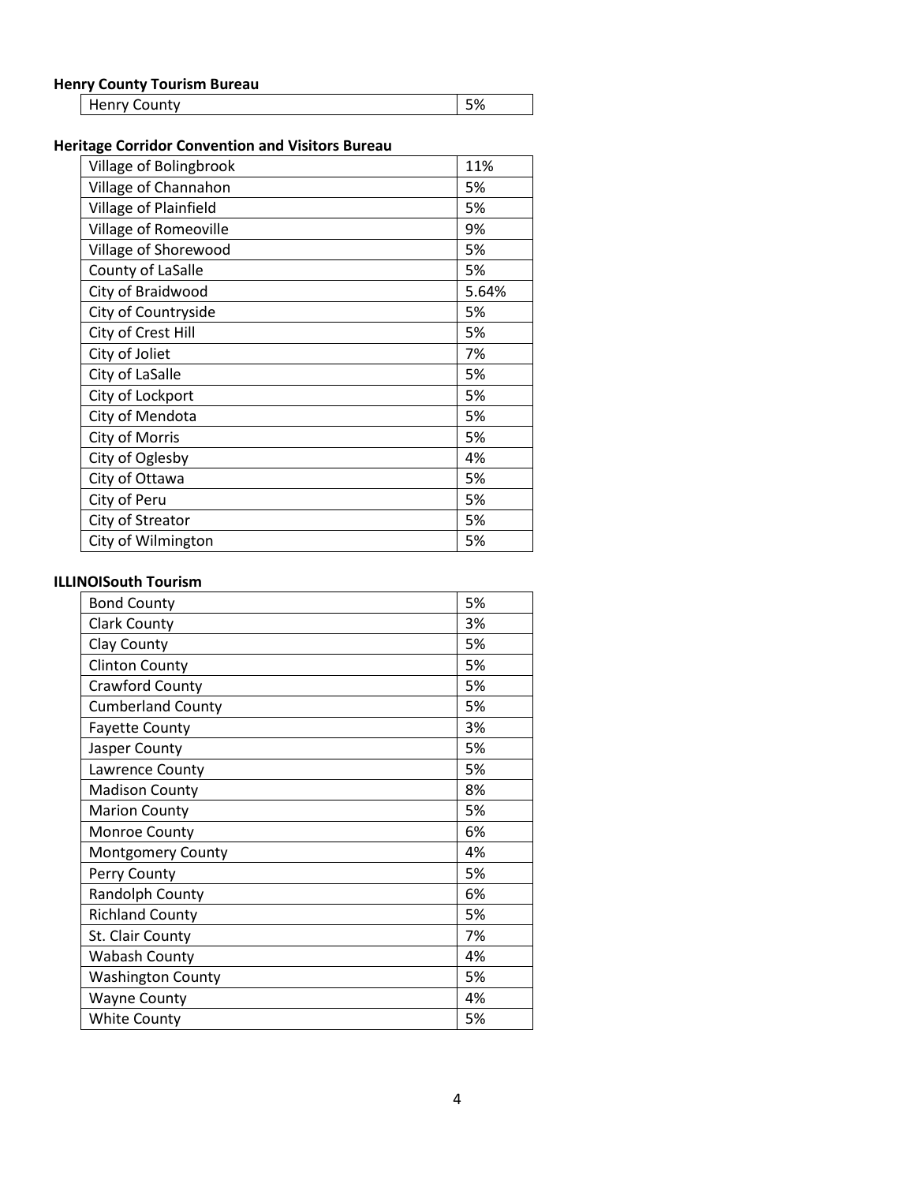**Henry County Tourism Bureau**

| | |
|---|---|
| Henry County | 5% |

**Heritage Corridor Convention and Visitors Bureau**

| | |
|---|---|
| Village of Bolingbrook | 11% |
| Village of Channahon | 5% |
| Village of Plainfield | 5% |
| Village of Romeoville | 9% |
| Village of Shorewood | 5% |
| County of LaSalle | 5% |
| City of Braidwood | 5.64% |
| City of Countryside | 5% |
| City of Crest Hill | 5% |
| City of Joliet | 7% |
| City of LaSalle | 5% |
| City of Lockport | 5% |
| City of Mendota | 5% |
| City of Morris | 5% |
| City of Oglesby | 4% |
| City of Ottawa | 5% |
| City of Peru | 5% |
| City of Streator | 5% |
| City of Wilmington | 5% |

**ILLINOISouth Tourism**

| | |
|---|---|
| Bond County | 5% |
| Clark County | 3% |
| Clay County | 5% |
| Clinton County | 5% |
| Crawford County | 5% |
| Cumberland County | 5% |
| Fayette County | 3% |
| Jasper County | 5% |
| Lawrence County | 5% |
| Madison County | 8% |
| Marion County | 5% |
| Monroe County | 6% |
| Montgomery County | 4% |
| Perry County | 5% |
| Randolph County | 6% |
| Richland County | 5% |
| St. Clair County | 7% |
| Wabash County | 4% |
| Washington County | 5% |
| Wayne County | 4% |
| White County | 5% |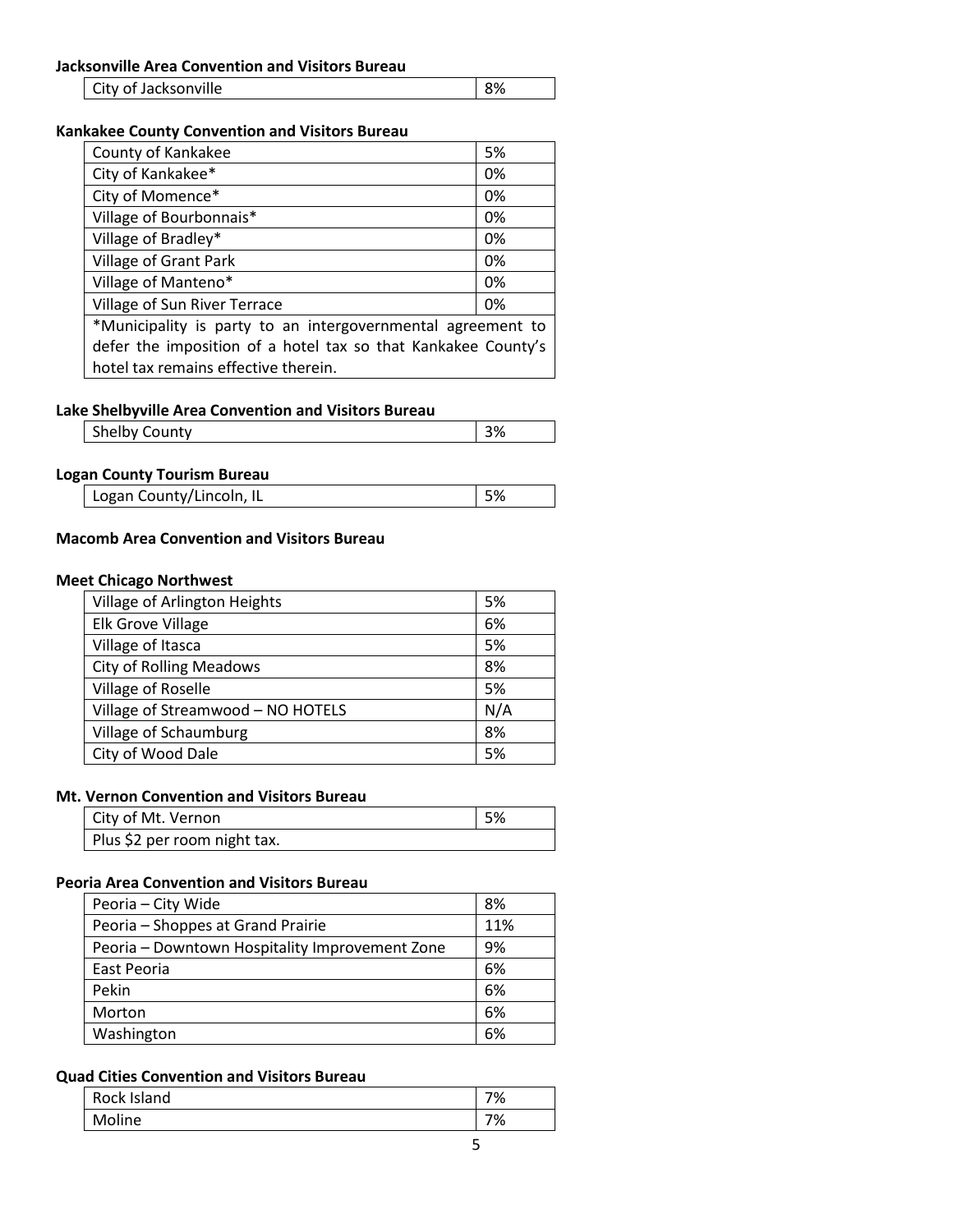**Jacksonville Area Convention and Visitors Bureau**

| City of Jacksonville | 8% |
|---|---|

**Kankakee County Convention and Visitors Bureau**

| County of Kankakee | 5% |
|---|---|
| City of Kankakee* | 0% |
| City of Momence* | 0% |
| Village of Bourbonnais* | 0% |
| Village of Bradley* | 0% |
| Village of Grant Park | 0% |
| Village of Manteno* | 0% |
| Village of Sun River Terrace | 0% |
| *Municipality is party to an intergovernmental agreement to defer the imposition of a hotel tax so that Kankakee County's hotel tax remains effective therein. | |

**Lake Shelbyville Area Convention and Visitors Bureau**

| Shelby County | 3% |
|---|---|

**Logan County Tourism Bureau**

| Logan County/Lincoln, IL | 5% |
|---|---|

**Macomb Area Convention and Visitors Bureau**

**Meet Chicago Northwest**

| Village of Arlington Heights | 5% |
|---|---|
| Elk Grove Village | 6% |
| Village of Itasca | 5% |
| City of Rolling Meadows | 8% |
| Village of Roselle | 5% |
| Village of Streamwood – NO HOTELS | N/A |
| Village of Schaumburg | 8% |
| City of Wood Dale | 5% |

**Mt. Vernon Convention and Visitors Bureau**

| City of Mt. Vernon | 5% |
|---|---|
| Plus $2 per room night tax. | |

**Peoria Area Convention and Visitors Bureau**

| Peoria – City Wide | 8% |
|---|---|
| Peoria – Shoppes at Grand Prairie | 11% |
| Peoria – Downtown Hospitality Improvement Zone | 9% |
| East Peoria | 6% |
| Pekin | 6% |
| Morton | 6% |
| Washington | 6% |

**Quad Cities Convention and Visitors Bureau**

| Rock Island | 7% |
|---|---|
| Moline | 7% |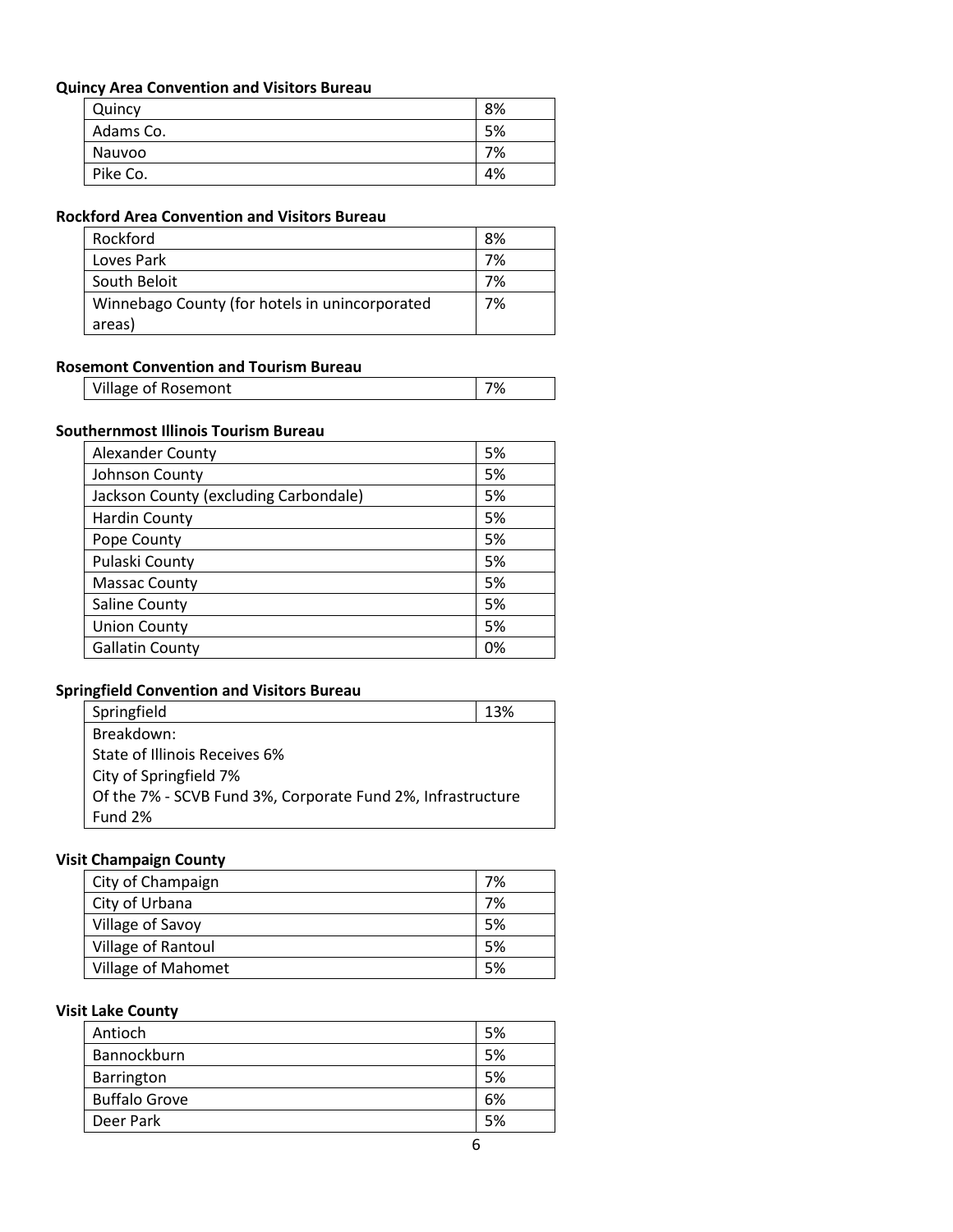**Quincy Area Convention and Visitors Bureau**

| | |
|---|---|
| Quincy | 8% |
| Adams Co. | 5% |
| Nauvoo | 7% |
| Pike Co. | 4% |

**Rockford Area Convention and Visitors Bureau**

| | |
|---|---|
| Rockford | 8% |
| Loves Park | 7% |
| South Beloit | 7% |
| Winnebago County (for hotels in unincorporated areas) | 7% |

**Rosemont Convention and Tourism Bureau**

| | |
|---|---|
| Village of Rosemont | 7% |

**Southernmost Illinois Tourism Bureau**

| | |
|---|---|
| Alexander County | 5% |
| Johnson County | 5% |
| Jackson County (excluding Carbondale) | 5% |
| Hardin County | 5% |
| Pope County | 5% |
| Pulaski County | 5% |
| Massac County | 5% |
| Saline County | 5% |
| Union County | 5% |
| Gallatin County | 0% |

**Springfield Convention and Visitors Bureau**

| | |
|---|---|
| Springfield | 13% |
| Breakdown:<br>State of Illinois Receives 6%<br>City of Springfield 7%<br>Of the 7% - SCVB Fund 3%, Corporate Fund 2%, Infrastructure Fund 2% | |

**Visit Champaign County**

| | |
|---|---|
| City of Champaign | 7% |
| City of Urbana | 7% |
| Village of Savoy | 5% |
| Village of Rantoul | 5% |
| Village of Mahomet | 5% |

**Visit Lake County**

| | |
|---|---|
| Antioch | 5% |
| Bannockburn | 5% |
| Barrington | 5% |
| Buffalo Grove | 6% |
| Deer Park | 5% |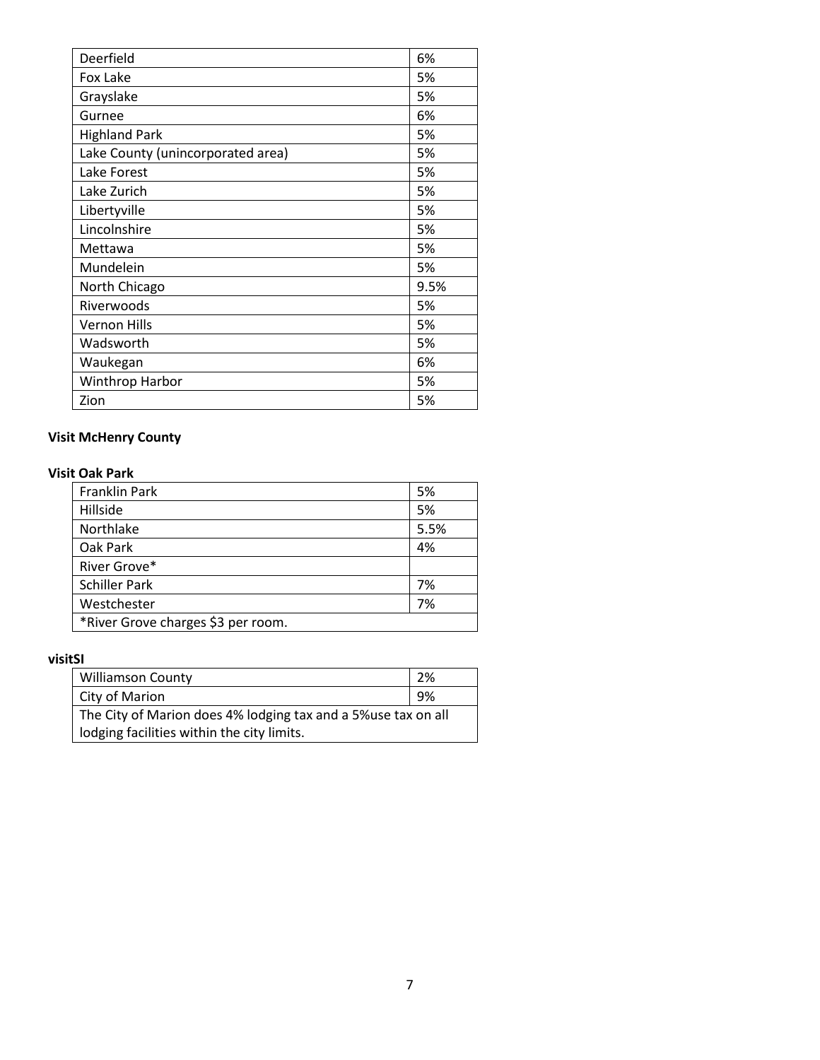| | |
|---|---|
| Deerfield | 6% |
| Fox Lake | 5% |
| Grayslake | 5% |
| Gurnee | 6% |
| Highland Park | 5% |
| Lake County (unincorporated area) | 5% |
| Lake Forest | 5% |
| Lake Zurich | 5% |
| Libertyville | 5% |
| Lincolnshire | 5% |
| Mettawa | 5% |
| Mundelein | 5% |
| North Chicago | 9.5% |
| Riverwoods | 5% |
| Vernon Hills | 5% |
| Wadsworth | 5% |
| Waukegan | 6% |
| Winthrop Harbor | 5% |
| Zion | 5% |

**Visit McHenry County**

**Visit Oak Park**

| | |
|---|---|
| Franklin Park | 5% |
| Hillside | 5% |
| Northlake | 5.5% |
| Oak Park | 4% |
| River Grove* | |
| Schiller Park | 7% |
| Westchester | 7% |
| *River Grove charges $3 per room. | |

**visitSI**

| | |
|---|---|
| Williamson County | 2% |
| City of Marion | 9% |
| The City of Marion does 4% lodging tax and a 5%use tax on all lodging facilities within the city limits. | |